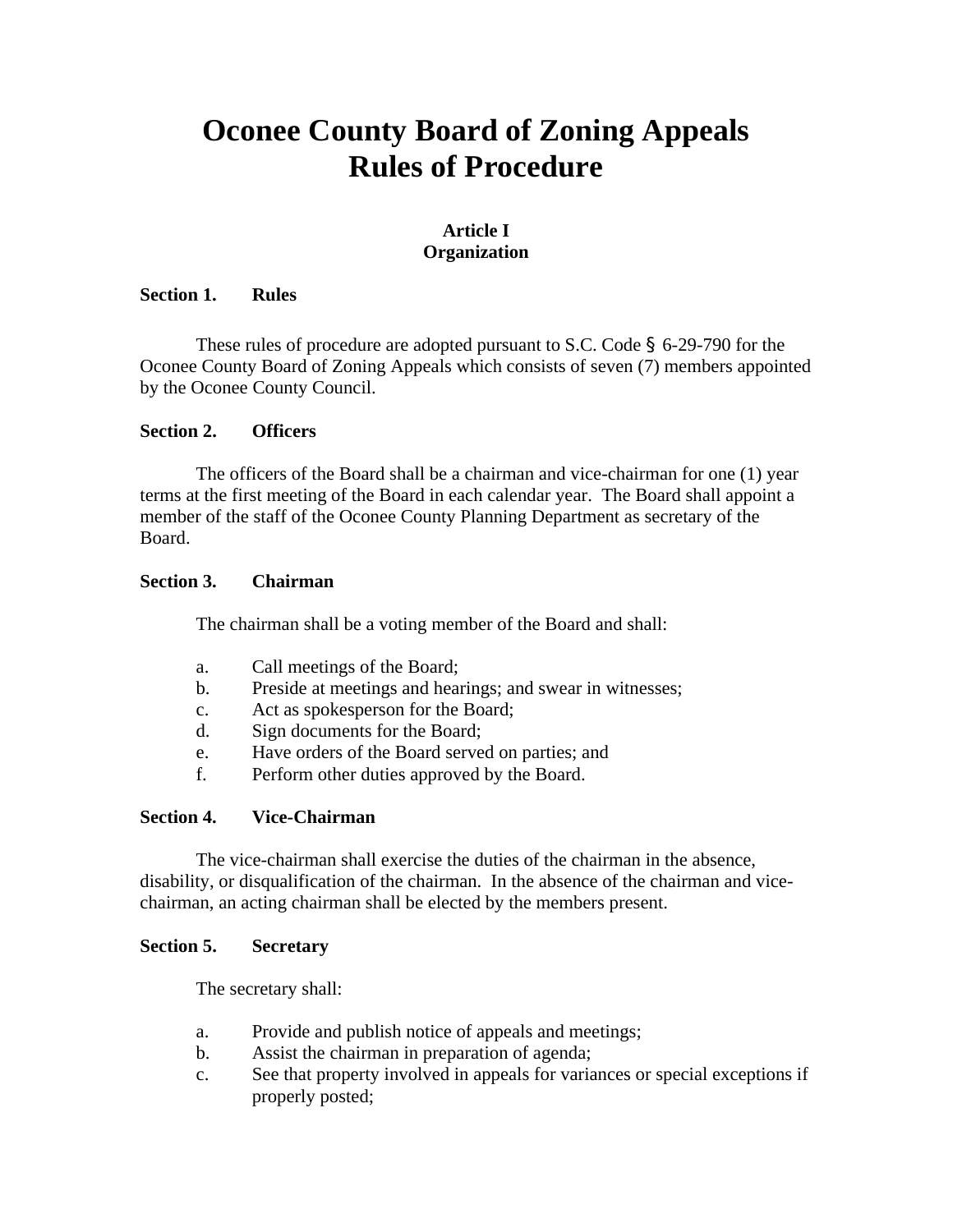# Oconee County Board of Zoning Appeals Rules of Procedure

## Article I Organization

**Section 1. Rules**

These rules of procedure are adopted pursuant to S.C. Code § 6-29-790 for the Oconee County Board of Zoning Appeals which consists of seven (7) members appointed by the Oconee County Council.

**Section 2. Officers**

The officers of the Board shall be a chairman and vice-chairman for one (1) year terms at the first meeting of the Board in each calendar year. The Board shall appoint a member of the staff of the Oconee County Planning Department as secretary of the Board.

**Section 3. Chairman**

The chairman shall be a voting member of the Board and shall:

a. Call meetings of the Board;
b. Preside at meetings and hearings; and swear in witnesses;
c. Act as spokesperson for the Board;
d. Sign documents for the Board;
e. Have orders of the Board served on parties; and
f. Perform other duties approved by the Board.

**Section 4. Vice-Chairman**

The vice-chairman shall exercise the duties of the chairman in the absence, disability, or disqualification of the chairman. In the absence of the chairman and vice-chairman, an acting chairman shall be elected by the members present.

**Section 5. Secretary**

The secretary shall:

a. Provide and publish notice of appeals and meetings;
b. Assist the chairman in preparation of agenda;
c. See that property involved in appeals for variances or special exceptions if properly posted;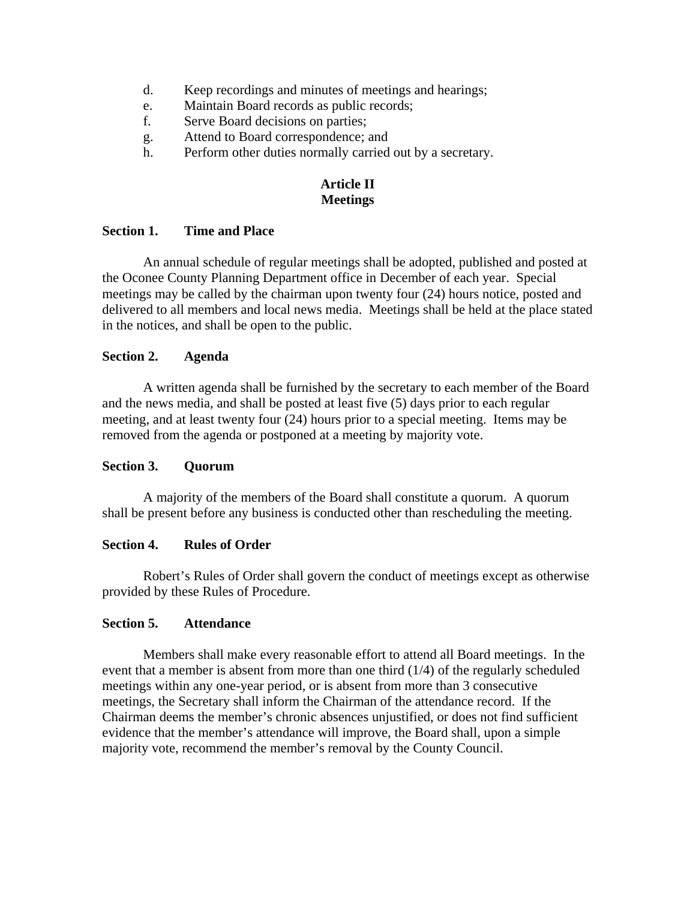d. Keep recordings and minutes of meetings and hearings;
e. Maintain Board records as public records;
f. Serve Board decisions on parties;
g. Attend to Board correspondence; and
h. Perform other duties normally carried out by a secretary.

## Article II
## Meetings

**Section 1. Time and Place**

An annual schedule of regular meetings shall be adopted, published and posted at the Oconee County Planning Department office in December of each year. Special meetings may be called by the chairman upon twenty four (24) hours notice, posted and delivered to all members and local news media. Meetings shall be held at the place stated in the notices, and shall be open to the public.

**Section 2. Agenda**

A written agenda shall be furnished by the secretary to each member of the Board and the news media, and shall be posted at least five (5) days prior to each regular meeting, and at least twenty four (24) hours prior to a special meeting. Items may be removed from the agenda or postponed at a meeting by majority vote.

**Section 3. Quorum**

A majority of the members of the Board shall constitute a quorum. A quorum shall be present before any business is conducted other than rescheduling the meeting.

**Section 4. Rules of Order**

Robert's Rules of Order shall govern the conduct of meetings except as otherwise provided by these Rules of Procedure.

**Section 5. Attendance**

Members shall make every reasonable effort to attend all Board meetings. In the event that a member is absent from more than one third (1/4) of the regularly scheduled meetings within any one-year period, or is absent from more than 3 consecutive meetings, the Secretary shall inform the Chairman of the attendance record. If the Chairman deems the member's chronic absences unjustified, or does not find sufficient evidence that the member's attendance will improve, the Board shall, upon a simple majority vote, recommend the member's removal by the County Council.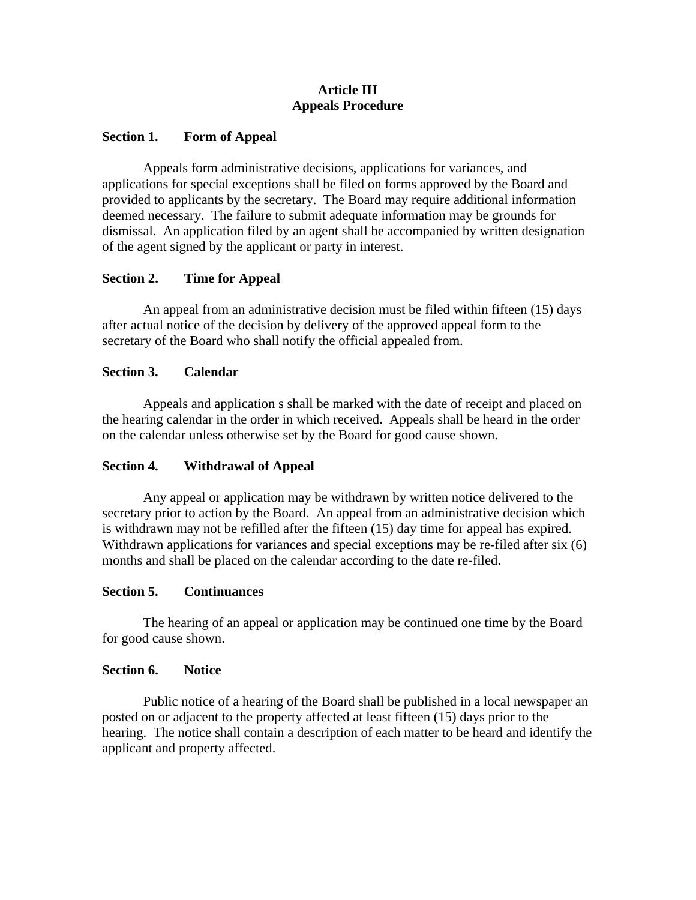# Article III
# Appeals Procedure

### Section 1. Form of Appeal

Appeals form administrative decisions, applications for variances, and applications for special exceptions shall be filed on forms approved by the Board and provided to applicants by the secretary. The Board may require additional information deemed necessary. The failure to submit adequate information may be grounds for dismissal. An application filed by an agent shall be accompanied by written designation of the agent signed by the applicant or party in interest.

### Section 2. Time for Appeal

An appeal from an administrative decision must be filed within fifteen (15) days after actual notice of the decision by delivery of the approved appeal form to the secretary of the Board who shall notify the official appealed from.

### Section 3. Calendar

Appeals and application s shall be marked with the date of receipt and placed on the hearing calendar in the order in which received. Appeals shall be heard in the order on the calendar unless otherwise set by the Board for good cause shown.

### Section 4. Withdrawal of Appeal

Any appeal or application may be withdrawn by written notice delivered to the secretary prior to action by the Board. An appeal from an administrative decision which is withdrawn may not be refilled after the fifteen (15) day time for appeal has expired. Withdrawn applications for variances and special exceptions may be re-filed after six (6) months and shall be placed on the calendar according to the date re-filed.

### Section 5. Continuances

The hearing of an appeal or application may be continued one time by the Board for good cause shown.

### Section 6. Notice

Public notice of a hearing of the Board shall be published in a local newspaper an posted on or adjacent to the property affected at least fifteen (15) days prior to the hearing. The notice shall contain a description of each matter to be heard and identify the applicant and property affected.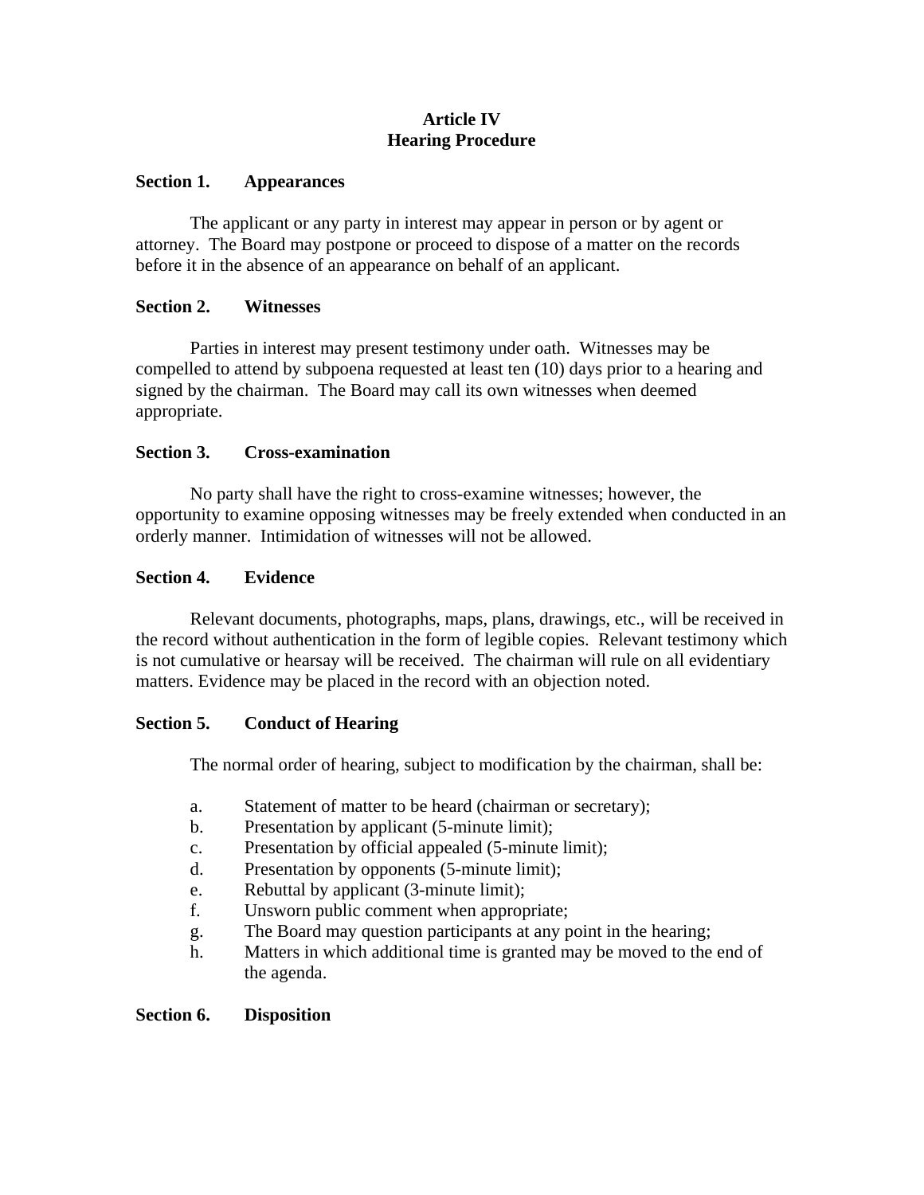# Article IV
# Hearing Procedure

## Section 1. Appearances

The applicant or any party in interest may appear in person or by agent or attorney. The Board may postpone or proceed to dispose of a matter on the records before it in the absence of an appearance on behalf of an applicant.

## Section 2. Witnesses

Parties in interest may present testimony under oath. Witnesses may be compelled to attend by subpoena requested at least ten (10) days prior to a hearing and signed by the chairman. The Board may call its own witnesses when deemed appropriate.

## Section 3. Cross-examination

No party shall have the right to cross-examine witnesses; however, the opportunity to examine opposing witnesses may be freely extended when conducted in an orderly manner. Intimidation of witnesses will not be allowed.

## Section 4. Evidence

Relevant documents, photographs, maps, plans, drawings, etc., will be received in the record without authentication in the form of legible copies. Relevant testimony which is not cumulative or hearsay will be received. The chairman will rule on all evidentiary matters. Evidence may be placed in the record with an objection noted.

## Section 5. Conduct of Hearing

The normal order of hearing, subject to modification by the chairman, shall be:

a. Statement of matter to be heard (chairman or secretary);
b. Presentation by applicant (5-minute limit);
c. Presentation by official appealed (5-minute limit);
d. Presentation by opponents (5-minute limit);
e. Rebuttal by applicant (3-minute limit);
f. Unsworn public comment when appropriate;
g. The Board may question participants at any point in the hearing;
h. Matters in which additional time is granted may be moved to the end of the agenda.

## Section 6. Disposition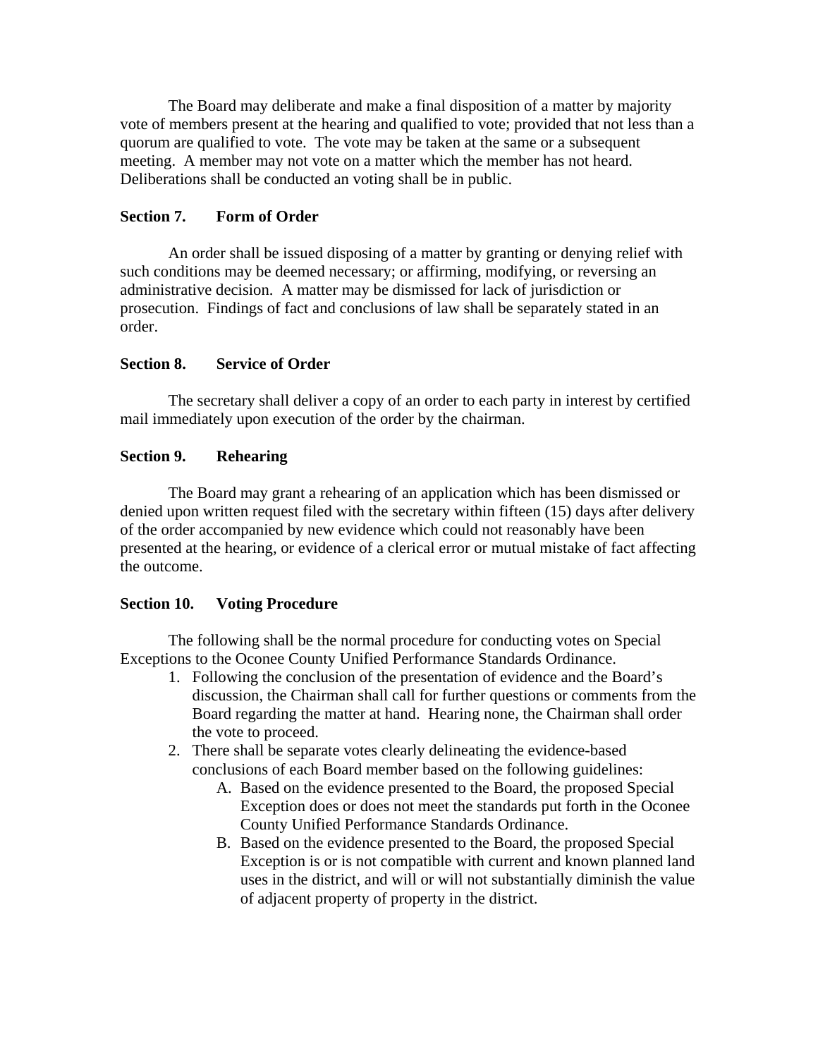The Board may deliberate and make a final disposition of a matter by majority vote of members present at the hearing and qualified to vote; provided that not less than a quorum are qualified to vote. The vote may be taken at the same or a subsequent meeting. A member may not vote on a matter which the member has not heard. Deliberations shall be conducted an voting shall be in public.

**Section 7. Form of Order**

An order shall be issued disposing of a matter by granting or denying relief with such conditions may be deemed necessary; or affirming, modifying, or reversing an administrative decision. A matter may be dismissed for lack of jurisdiction or prosecution. Findings of fact and conclusions of law shall be separately stated in an order.

**Section 8. Service of Order**

The secretary shall deliver a copy of an order to each party in interest by certified mail immediately upon execution of the order by the chairman.

**Section 9. Rehearing**

The Board may grant a rehearing of an application which has been dismissed or denied upon written request filed with the secretary within fifteen (15) days after delivery of the order accompanied by new evidence which could not reasonably have been presented at the hearing, or evidence of a clerical error or mutual mistake of fact affecting the outcome.

**Section 10. Voting Procedure**

The following shall be the normal procedure for conducting votes on Special Exceptions to the Oconee County Unified Performance Standards Ordinance.

1. Following the conclusion of the presentation of evidence and the Board's discussion, the Chairman shall call for further questions or comments from the Board regarding the matter at hand. Hearing none, the Chairman shall order the vote to proceed.
2. There shall be separate votes clearly delineating the evidence-based conclusions of each Board member based on the following guidelines:
   A. Based on the evidence presented to the Board, the proposed Special Exception does or does not meet the standards put forth in the Oconee County Unified Performance Standards Ordinance.
   B. Based on the evidence presented to the Board, the proposed Special Exception is or is not compatible with current and known planned land uses in the district, and will or will not substantially diminish the value of adjacent property of property in the district.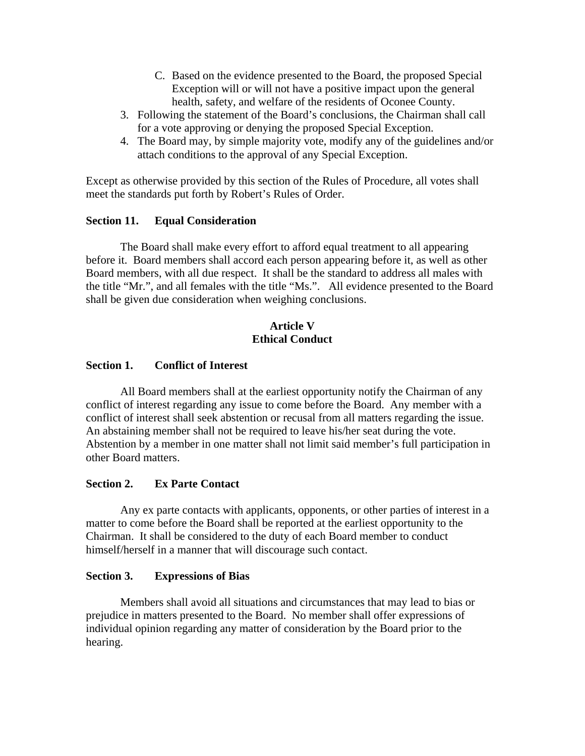C. Based on the evidence presented to the Board, the proposed Special Exception will or will not have a positive impact upon the general health, safety, and welfare of the residents of Oconee County.

3. Following the statement of the Board's conclusions, the Chairman shall call for a vote approving or denying the proposed Special Exception.
4. The Board may, by simple majority vote, modify any of the guidelines and/or attach conditions to the approval of any Special Exception.

Except as otherwise provided by this section of the Rules of Procedure, all votes shall meet the standards put forth by Robert's Rules of Order.

**Section 11. Equal Consideration**

The Board shall make every effort to afford equal treatment to all appearing before it. Board members shall accord each person appearing before it, as well as other Board members, with all due respect. It shall be the standard to address all males with the title "Mr.", and all females with the title "Ms.". All evidence presented to the Board shall be given due consideration when weighing conclusions.

## Article V
## Ethical Conduct

**Section 1. Conflict of Interest**

All Board members shall at the earliest opportunity notify the Chairman of any conflict of interest regarding any issue to come before the Board. Any member with a conflict of interest shall seek abstention or recusal from all matters regarding the issue. An abstaining member shall not be required to leave his/her seat during the vote. Abstention by a member in one matter shall not limit said member's full participation in other Board matters.

**Section 2. Ex Parte Contact**

Any ex parte contacts with applicants, opponents, or other parties of interest in a matter to come before the Board shall be reported at the earliest opportunity to the Chairman. It shall be considered to the duty of each Board member to conduct himself/herself in a manner that will discourage such contact.

**Section 3. Expressions of Bias**

Members shall avoid all situations and circumstances that may lead to bias or prejudice in matters presented to the Board. No member shall offer expressions of individual opinion regarding any matter of consideration by the Board prior to the hearing.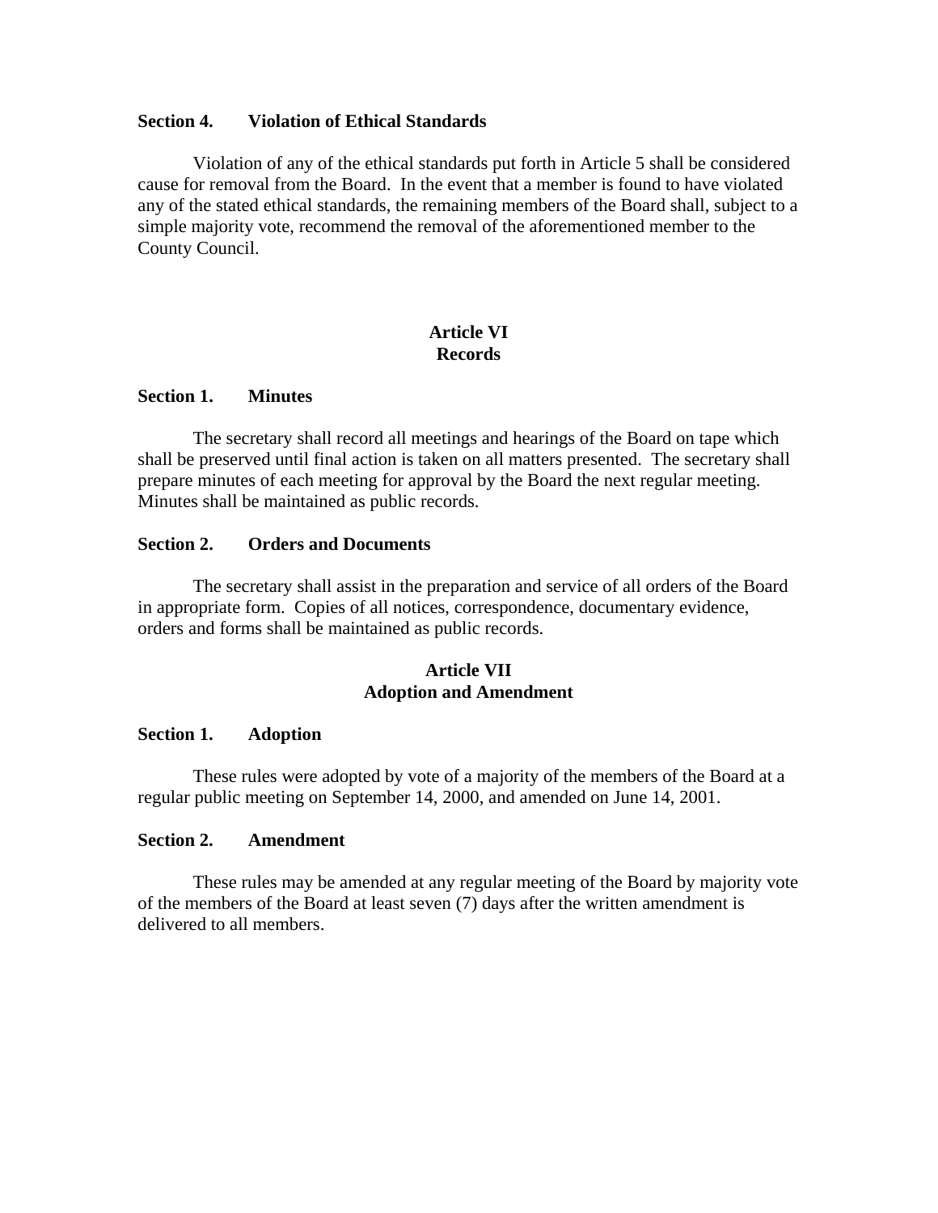**Section 4. Violation of Ethical Standards**

Violation of any of the ethical standards put forth in Article 5 shall be considered cause for removal from the Board. In the event that a member is found to have violated any of the stated ethical standards, the remaining members of the Board shall, subject to a simple majority vote, recommend the removal of the aforementioned member to the County Council.

## Article VI
## Records

**Section 1. Minutes**

The secretary shall record all meetings and hearings of the Board on tape which shall be preserved until final action is taken on all matters presented. The secretary shall prepare minutes of each meeting for approval by the Board the next regular meeting. Minutes shall be maintained as public records.

**Section 2. Orders and Documents**

The secretary shall assist in the preparation and service of all orders of the Board in appropriate form. Copies of all notices, correspondence, documentary evidence, orders and forms shall be maintained as public records.

## Article VII
## Adoption and Amendment

**Section 1. Adoption**

These rules were adopted by vote of a majority of the members of the Board at a regular public meeting on September 14, 2000, and amended on June 14, 2001.

**Section 2. Amendment**

These rules may be amended at any regular meeting of the Board by majority vote of the members of the Board at least seven (7) days after the written amendment is delivered to all members.